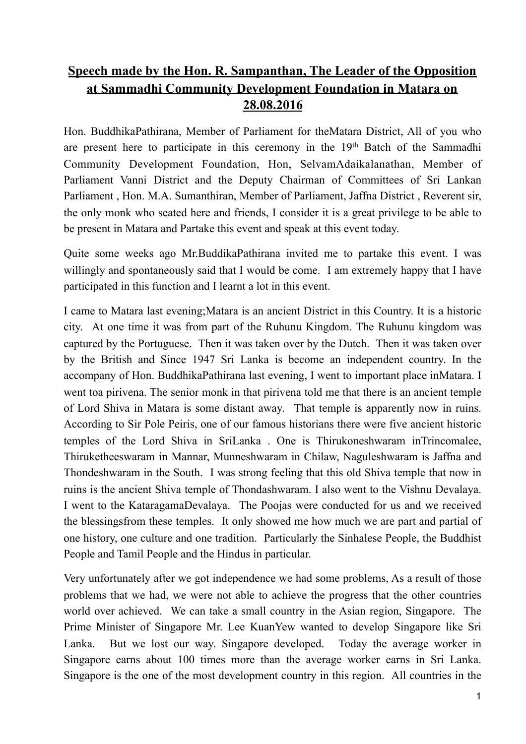# **Speech made by the Hon. R. Sampanthan, The Leader of the Opposition at Sammadhi Community Development Foundation in Matara on 28.08.2016**

Hon. BuddhikaPathirana, Member of Parliament for theMatara District, All of you who are present here to participate in this ceremony in the 19th Batch of the Sammadhi Community Development Foundation, Hon, SelvamAdaikalanathan, Member of Parliament Vanni District and the Deputy Chairman of Committees of Sri Lankan Parliament , Hon. M.A. Sumanthiran, Member of Parliament, Jaffna District , Reverent sir, the only monk who seated here and friends, I consider it is a great privilege to be able to be present in Matara and Partake this event and speak at this event today.

Quite some weeks ago Mr.BuddikaPathirana invited me to partake this event. I was willingly and spontaneously said that I would be come. I am extremely happy that I have participated in this function and I learnt a lot in this event.

I came to Matara last evening;Matara is an ancient District in this Country. It is a historic city. At one time it was from part of the Ruhunu Kingdom. The Ruhunu kingdom was captured by the Portuguese. Then it was taken over by the Dutch. Then it was taken over by the British and Since 1947 Sri Lanka is become an independent country. In the accompany of Hon. BuddhikaPathirana last evening, I went to important place inMatara. I went toa pirivena. The senior monk in that pirivena told me that there is an ancient temple of Lord Shiva in Matara is some distant away. That temple is apparently now in ruins. According to Sir Pole Peiris, one of our famous historians there were five ancient historic temples of the Lord Shiva in SriLanka . One is Thirukoneshwaram inTrincomalee, Thiruketheeswaram in Mannar, Munneshwaram in Chilaw, Naguleshwaram is Jaffna and Thondeshwaram in the South. I was strong feeling that this old Shiva temple that now in ruins is the ancient Shiva temple of Thondashwaram. I also went to the Vishnu Devalaya. I went to the KataragamaDevalaya. The Poojas were conducted for us and we received the blessingsfrom these temples. It only showed me how much we are part and partial of one history, one culture and one tradition. Particularly the Sinhalese People, the Buddhist People and Tamil People and the Hindus in particular.

Very unfortunately after we got independence we had some problems, As a result of those problems that we had, we were not able to achieve the progress that the other countries world over achieved. We can take a small country in the Asian region, Singapore. The Prime Minister of Singapore Mr. Lee KuanYew wanted to develop Singapore like Sri Lanka. But we lost our way. Singapore developed. Today the average worker in Singapore earns about 100 times more than the average worker earns in Sri Lanka. Singapore is the one of the most development country in this region. All countries in the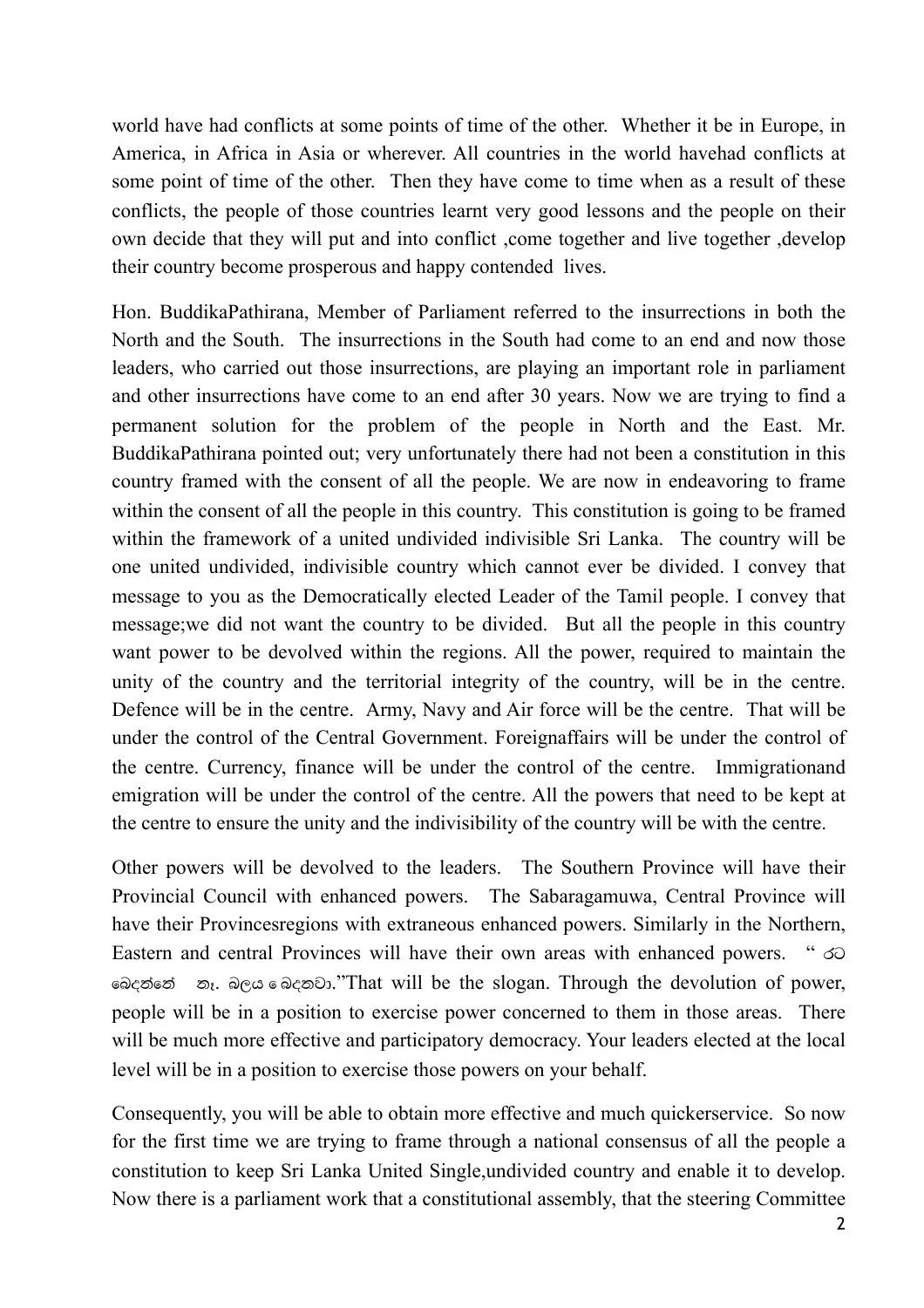world have had conflicts at some points of time of the other. Whether it be in Europe, in America, in Africa in Asia or wherever. All countries in the world havehad conflicts at some point of time of the other. Then they have come to time when as a result of these conflicts, the people of those countries learnt very good lessons and the people on their own decide that they will put and into conflict ,come together and live together ,develop their country become prosperous and happy contended lives.

Hon. BuddikaPathirana, Member of Parliament referred to the insurrections in both the North and the South. The insurrections in the South had come to an end and now those leaders, who carried out those insurrections, are playing an important role in parliament and other insurrections have come to an end after 30 years. Now we are trying to find a permanent solution for the problem of the people in North and the East. Mr. BuddikaPathirana pointed out; very unfortunately there had not been a constitution in this country framed with the consent of all the people. We are now in endeavoring to frame within the consent of all the people in this country. This constitution is going to be framed within the framework of a united undivided indivisible Sri Lanka. The country will be one united undivided, indivisible country which cannot ever be divided. I convey that message to you as the Democratically elected Leader of the Tamil people. I convey that message;we did not want the country to be divided. But all the people in this country want power to be devolved within the regions. All the power, required to maintain the unity of the country and the territorial integrity of the country, will be in the centre. Defence will be in the centre. Army, Navy and Air force will be the centre. That will be under the control of the Central Government. Foreignaffairs will be under the control of the centre. Currency, finance will be under the control of the centre. Immigrationand emigration will be under the control of the centre. All the powers that need to be kept at the centre to ensure the unity and the indivisibility of the country will be with the centre.

Other powers will be devolved to the leaders. The Southern Province will have their Provincial Council with enhanced powers. The Sabaragamuwa, Central Province will have their Provincesregions with extraneous enhanced powers. Similarly in the Northern, Eastern and central Provinces will have their own areas with enhanced powers. " රට බෙදන්නේ නෑ. බලය බෙදනවා."That will be the slogan. Through the devolution of power, people will be in a position to exercise power concerned to them in those areas. There will be much more effective and participatory democracy. Your leaders elected at the local level will be in a position to exercise those powers on your behalf.

Consequently, you will be able to obtain more effective and much quickerservice. So now for the first time we are trying to frame through a national consensus of all the people a constitution to keep Sri Lanka United Single,undivided country and enable it to develop. Now there is a parliament work that a constitutional assembly, that the steering Committee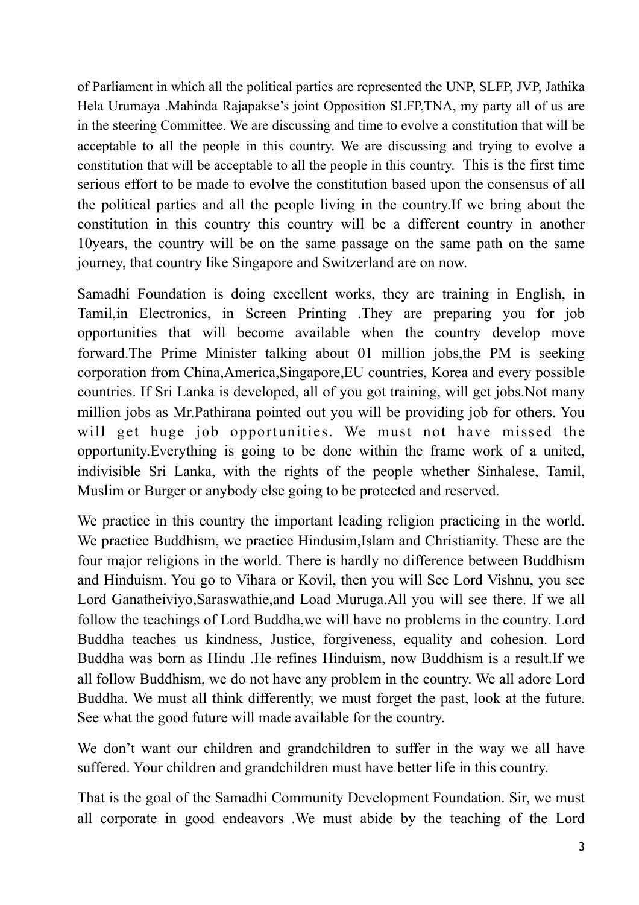of Parliament in which all the political parties are represented the UNP, SLFP, JVP, Jathika Hela Urumaya .Mahinda Rajapakse's joint Opposition SLFP,TNA, my party all of us are in the steering Committee. We are discussing and time to evolve a constitution that will be acceptable to all the people in this country. We are discussing and trying to evolve a constitution that will be acceptable to all the people in this country. This is the first time serious effort to be made to evolve the constitution based upon the consensus of all the political parties and all the people living in the country.If we bring about the constitution in this country this country will be a different country in another 10years, the country will be on the same passage on the same path on the same journey, that country like Singapore and Switzerland are on now.

Samadhi Foundation is doing excellent works, they are training in English, in Tamil,in Electronics, in Screen Printing .They are preparing you for job opportunities that will become available when the country develop move forward.The Prime Minister talking about 01 million jobs,the PM is seeking corporation from China,America,Singapore,EU countries, Korea and every possible countries. If Sri Lanka is developed, all of you got training, will get jobs.Not many million jobs as Mr.Pathirana pointed out you will be providing job for others. You will get huge job opportunities. We must not have missed the opportunity.Everything is going to be done within the frame work of a united, indivisible Sri Lanka, with the rights of the people whether Sinhalese, Tamil, Muslim or Burger or anybody else going to be protected and reserved.

We practice in this country the important leading religion practicing in the world. We practice Buddhism, we practice Hindusim,Islam and Christianity. These are the four major religions in the world. There is hardly no difference between Buddhism and Hinduism. You go to Vihara or Kovil, then you will See Lord Vishnu, you see Lord Ganatheiviyo,Saraswathie,and Load Muruga.All you will see there. If we all follow the teachings of Lord Buddha,we will have no problems in the country. Lord Buddha teaches us kindness, Justice, forgiveness, equality and cohesion. Lord Buddha was born as Hindu .He refines Hinduism, now Buddhism is a result.If we all follow Buddhism, we do not have any problem in the country. We all adore Lord Buddha. We must all think differently, we must forget the past, look at the future. See what the good future will made available for the country.

We don't want our children and grandchildren to suffer in the way we all have suffered. Your children and grandchildren must have better life in this country.

That is the goal of the Samadhi Community Development Foundation. Sir, we must all corporate in good endeavors .We must abide by the teaching of the Lord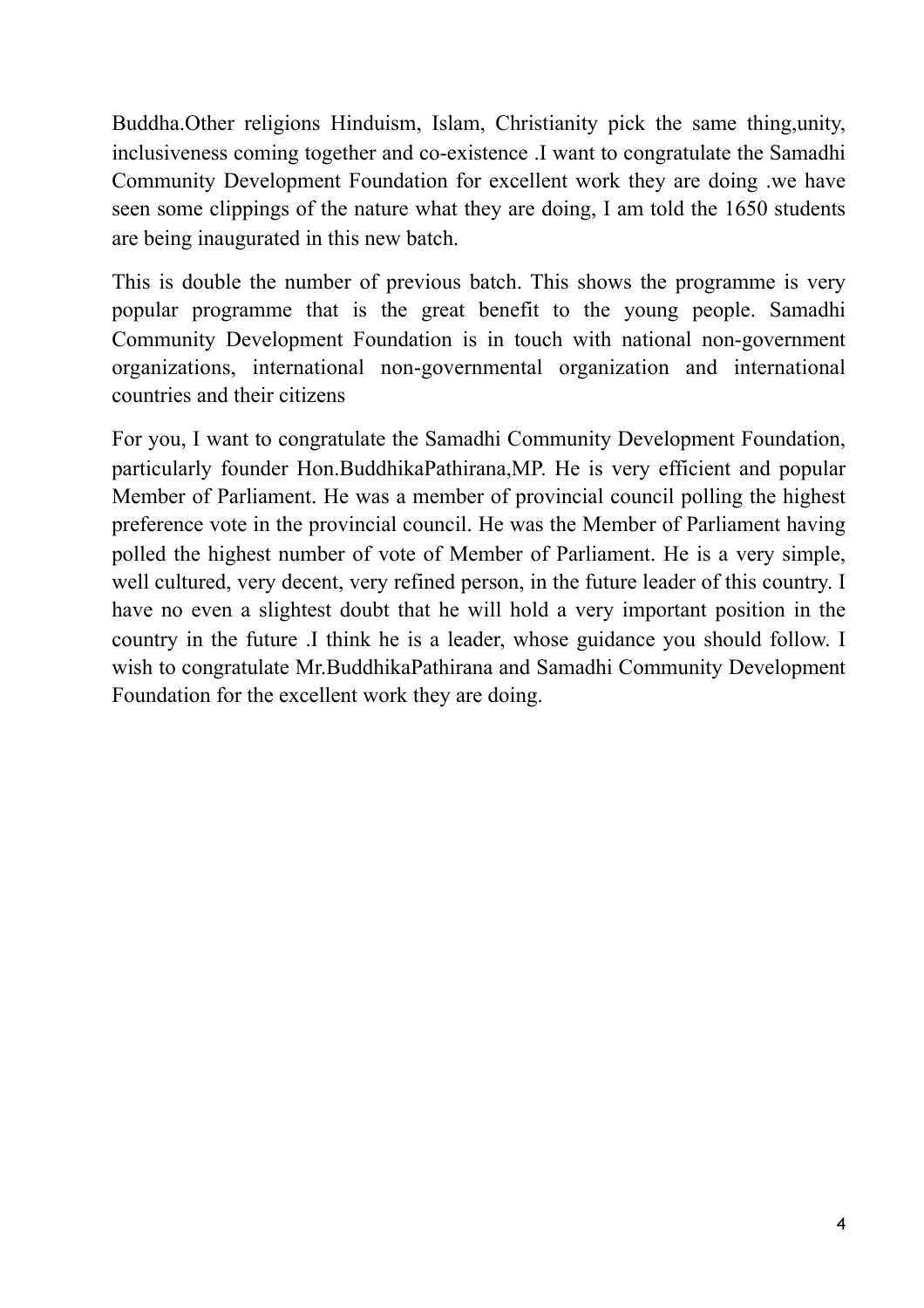Buddha.Other religions Hinduism, Islam, Christianity pick the same thing,unity, inclusiveness coming together and co-existence .I want to congratulate the Samadhi Community Development Foundation for excellent work they are doing .we have seen some clippings of the nature what they are doing, I am told the 1650 students are being inaugurated in this new batch.

This is double the number of previous batch. This shows the programme is very popular programme that is the great benefit to the young people. Samadhi Community Development Foundation is in touch with national non-government organizations, international non-governmental organization and international countries and their citizens

For you, I want to congratulate the Samadhi Community Development Foundation, particularly founder Hon.BuddhikaPathirana,MP. He is very efficient and popular Member of Parliament. He was a member of provincial council polling the highest preference vote in the provincial council. He was the Member of Parliament having polled the highest number of vote of Member of Parliament. He is a very simple, well cultured, very decent, very refined person, in the future leader of this country. I have no even a slightest doubt that he will hold a very important position in the country in the future .I think he is a leader, whose guidance you should follow. I wish to congratulate Mr.BuddhikaPathirana and Samadhi Community Development Foundation for the excellent work they are doing.